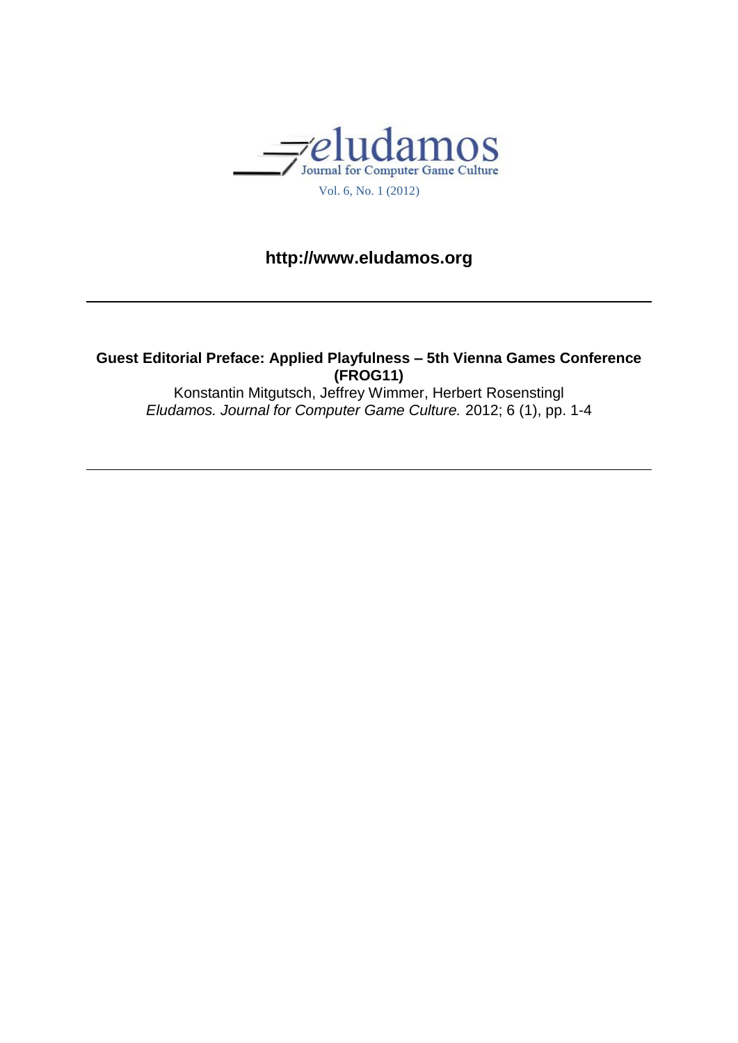eludamos

Journal for Computer Game Culture

Vol. 6, No. 1 (2012)

**http://www.eludamos.org**

---

**Guest Editorial Preface: Applied Playfulness – 5th Vienna Games Conference (FROG11)**

Konstantin Mitgutsch, Jeffrey Wimmer, Herbert Rosenstingl

*Eludamos. Journal for Computer Game Culture.* 2012; 6 (1), pp. 1-4

---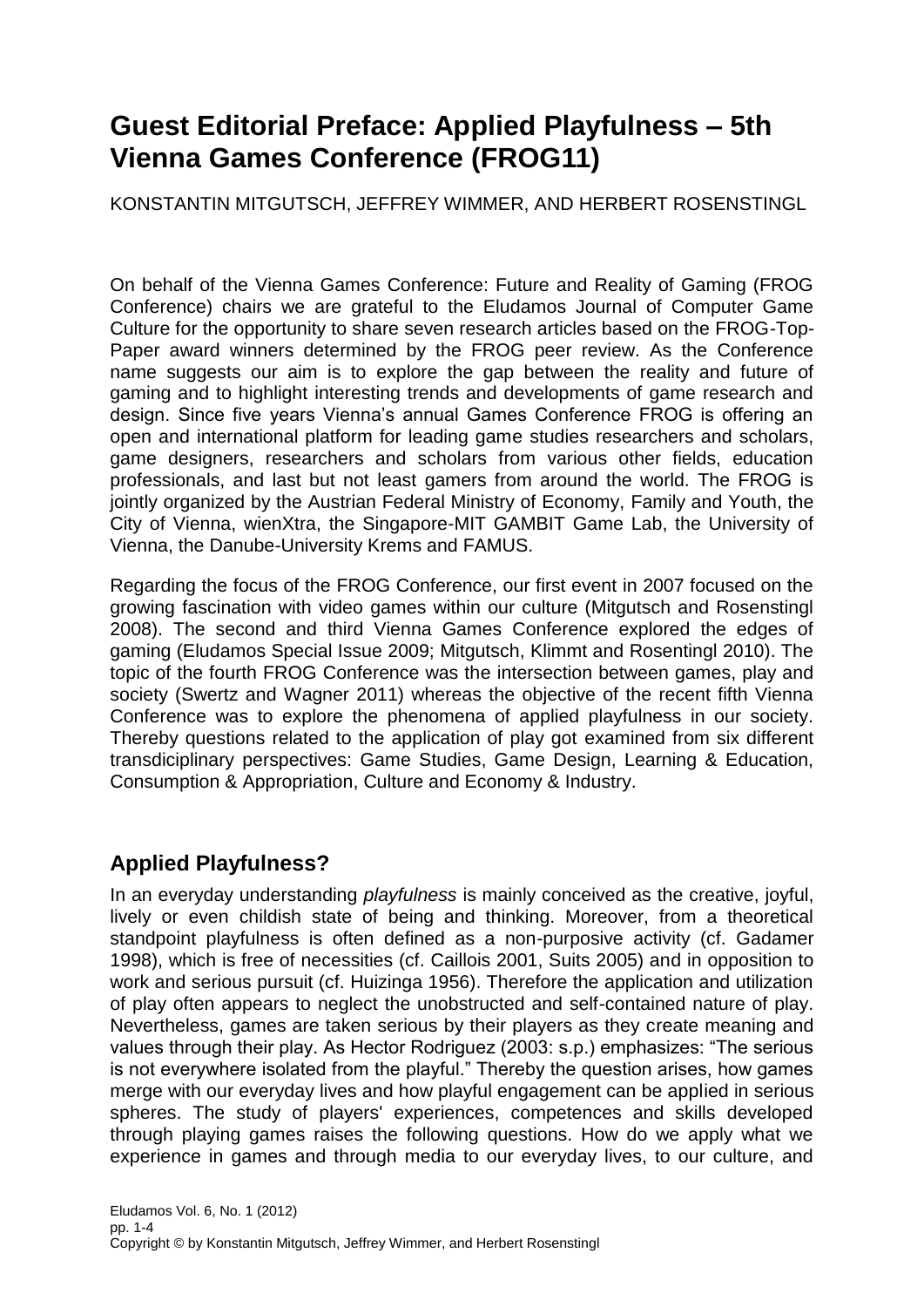# Guest Editorial Preface: Applied Playfulness – 5th Vienna Games Conference (FROG11)

KONSTANTIN MITGUTSCH, JEFFREY WIMMER, AND HERBERT ROSENSTINGL

On behalf of the Vienna Games Conference: Future and Reality of Gaming (FROG Conference) chairs we are grateful to the Eludamos Journal of Computer Game Culture for the opportunity to share seven research articles based on the FROG-Top-Paper award winners determined by the FROG peer review. As the Conference name suggests our aim is to explore the gap between the reality and future of gaming and to highlight interesting trends and developments of game research and design. Since five years Vienna's annual Games Conference FROG is offering an open and international platform for leading game studies researchers and scholars, game designers, researchers and scholars from various other fields, education professionals, and last but not least gamers from around the world. The FROG is jointly organized by the Austrian Federal Ministry of Economy, Family and Youth, the City of Vienna, wienXtra, the Singapore-MIT GAMBIT Game Lab, the University of Vienna, the Danube-University Krems and FAMUS.

Regarding the focus of the FROG Conference, our first event in 2007 focused on the growing fascination with video games within our culture (Mitgutsch and Rosenstingl 2008). The second and third Vienna Games Conference explored the edges of gaming (Eludamos Special Issue 2009; Mitgutsch, Klimmt and Rosentingl 2010). The topic of the fourth FROG Conference was the intersection between games, play and society (Swertz and Wagner 2011) whereas the objective of the recent fifth Vienna Conference was to explore the phenomena of applied playfulness in our society. Thereby questions related to the application of play got examined from six different transdiciplinary perspectives: Game Studies, Game Design, Learning & Education, Consumption & Appropriation, Culture and Economy & Industry.

## Applied Playfulness?

In an everyday understanding *playfulness* is mainly conceived as the creative, joyful, lively or even childish state of being and thinking. Moreover, from a theoretical standpoint playfulness is often defined as a non-purposive activity (cf. Gadamer 1998), which is free of necessities (cf. Caillois 2001, Suits 2005) and in opposition to work and serious pursuit (cf. Huizinga 1956). Therefore the application and utilization of play often appears to neglect the unobstructed and self-contained nature of play. Nevertheless, games are taken serious by their players as they create meaning and values through their play. As Hector Rodriguez (2003: s.p.) emphasizes: "The serious is not everywhere isolated from the playful." Thereby the question arises, how games merge with our everyday lives and how playful engagement can be applied in serious spheres. The study of players' experiences, competences and skills developed through playing games raises the following questions. How do we apply what we experience in games and through media to our everyday lives, to our culture, and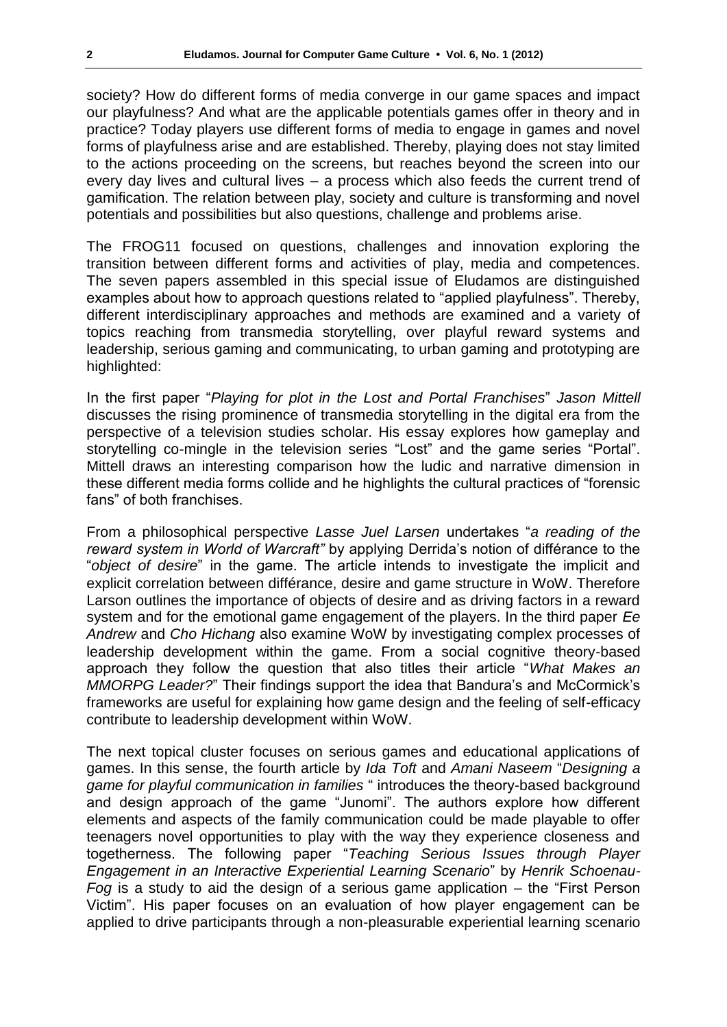society? How do different forms of media converge in our game spaces and impact our playfulness? And what are the applicable potentials games offer in theory and in practice? Today players use different forms of media to engage in games and novel forms of playfulness arise and are established. Thereby, playing does not stay limited to the actions proceeding on the screens, but reaches beyond the screen into our every day lives and cultural lives – a process which also feeds the current trend of gamification. The relation between play, society and culture is transforming and novel potentials and possibilities but also questions, challenge and problems arise.

The FROG11 focused on questions, challenges and innovation exploring the transition between different forms and activities of play, media and competences. The seven papers assembled in this special issue of Eludamos are distinguished examples about how to approach questions related to "applied playfulness". Thereby, different interdisciplinary approaches and methods are examined and a variety of topics reaching from transmedia storytelling, over playful reward systems and leadership, serious gaming and communicating, to urban gaming and prototyping are highlighted:

In the first paper "*Playing for plot in the Lost and Portal Franchises*" *Jason Mittell* discusses the rising prominence of transmedia storytelling in the digital era from the perspective of a television studies scholar. His essay explores how gameplay and storytelling co-mingle in the television series "Lost" and the game series "Portal". Mittell draws an interesting comparison how the ludic and narrative dimension in these different media forms collide and he highlights the cultural practices of "forensic fans" of both franchises.

From a philosophical perspective *Lasse Juel Larsen* undertakes "*a reading of the reward system in World of Warcraft"* by applying Derrida's notion of différance to the "*object of desire*" in the game. The article intends to investigate the implicit and explicit correlation between différance, desire and game structure in WoW. Therefore Larson outlines the importance of objects of desire and as driving factors in a reward system and for the emotional game engagement of the players. In the third paper *Ee Andrew* and *Cho Hichang* also examine WoW by investigating complex processes of leadership development within the game. From a social cognitive theory-based approach they follow the question that also titles their article "*What Makes an MMORPG Leader?*" Their findings support the idea that Bandura's and McCormick's frameworks are useful for explaining how game design and the feeling of self-efficacy contribute to leadership development within WoW.

The next topical cluster focuses on serious games and educational applications of games. In this sense, the fourth article by *Ida Toft* and *Amani Naseem* "*Designing a game for playful communication in families* " introduces the theory-based background and design approach of the game "Junomi". The authors explore how different elements and aspects of the family communication could be made playable to offer teenagers novel opportunities to play with the way they experience closeness and togetherness. The following paper "*Teaching Serious Issues through Player Engagement in an Interactive Experiential Learning Scenario*" by *Henrik Schoenau-Fog* is a study to aid the design of a serious game application – the "First Person Victim". His paper focuses on an evaluation of how player engagement can be applied to drive participants through a non-pleasurable experiential learning scenario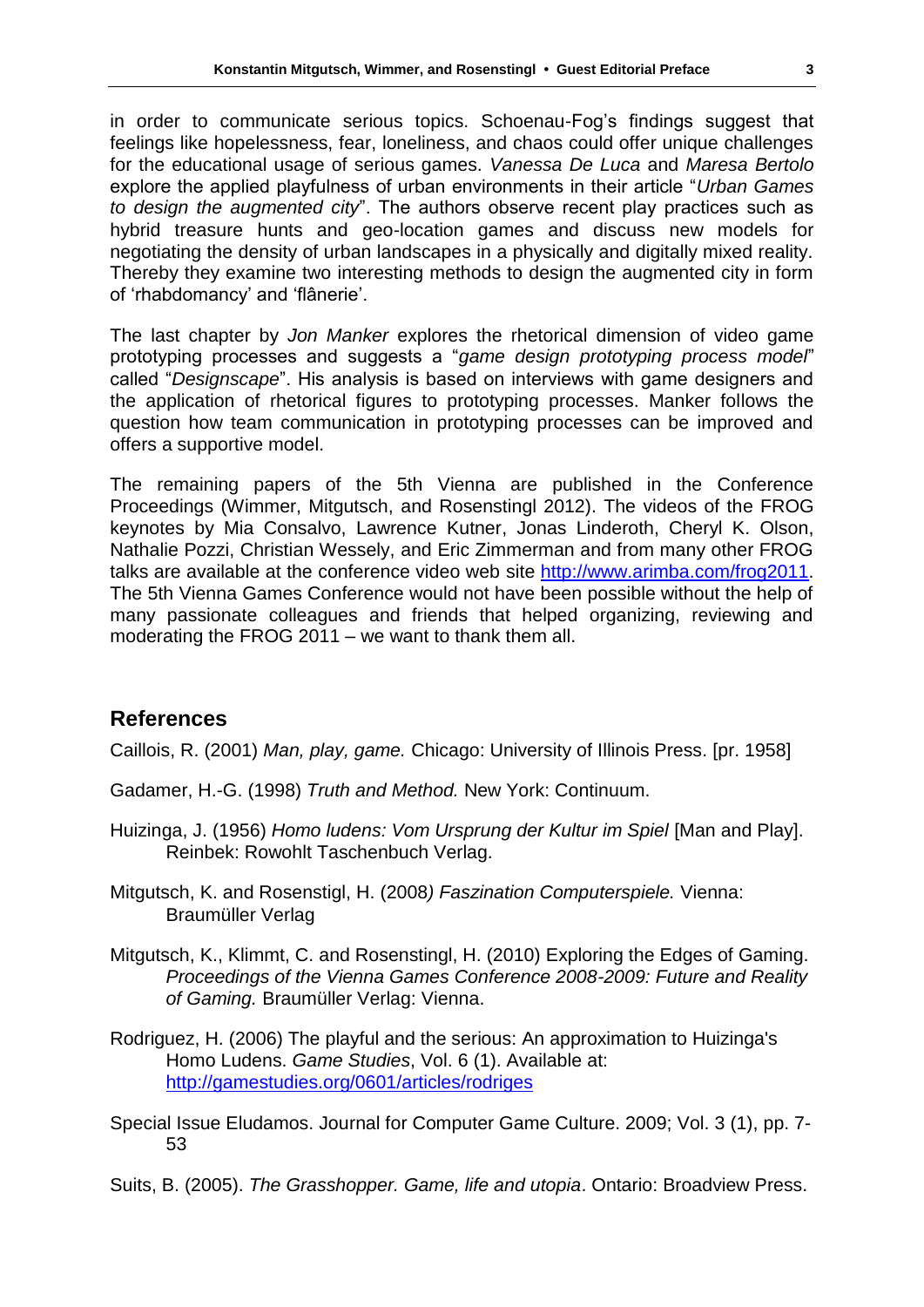in order to communicate serious topics. Schoenau-Fog's findings suggest that feelings like hopelessness, fear, loneliness, and chaos could offer unique challenges for the educational usage of serious games. *Vanessa De Luca* and *Maresa Bertolo* explore the applied playfulness of urban environments in their article "*Urban Games to design the augmented city*". The authors observe recent play practices such as hybrid treasure hunts and geo-location games and discuss new models for negotiating the density of urban landscapes in a physically and digitally mixed reality. Thereby they examine two interesting methods to design the augmented city in form of 'rhabdomancy' and 'flânerie'.

The last chapter by *Jon Manker* explores the rhetorical dimension of video game prototyping processes and suggests a "*game design prototyping process model*" called "*Designscape*". His analysis is based on interviews with game designers and the application of rhetorical figures to prototyping processes. Manker follows the question how team communication in prototyping processes can be improved and offers a supportive model.

The remaining papers of the 5th Vienna are published in the Conference Proceedings (Wimmer, Mitgutsch, and Rosenstingl 2012). The videos of the FROG keynotes by Mia Consalvo, Lawrence Kutner, Jonas Linderoth, Cheryl K. Olson, Nathalie Pozzi, Christian Wessely, and Eric Zimmerman and from many other FROG talks are available at the conference video web site http://www.arimba.com/frog2011. The 5th Vienna Games Conference would not have been possible without the help of many passionate colleagues and friends that helped organizing, reviewing and moderating the FROG 2011 – we want to thank them all.

## References

Caillois, R. (2001) *Man, play, game.* Chicago: University of Illinois Press. [pr. 1958]

Gadamer, H.-G. (1998) *Truth and Method.* New York: Continuum.

Huizinga, J. (1956) *Homo ludens: Vom Ursprung der Kultur im Spiel* [Man and Play]. Reinbek: Rowohlt Taschenbuch Verlag.

Mitgutsch, K. and Rosenstigl, H. (2008*) Faszination Computerspiele.* Vienna: Braumüller Verlag

Mitgutsch, K., Klimmt, C. and Rosenstingl, H. (2010) Exploring the Edges of Gaming. *Proceedings of the Vienna Games Conference 2008-2009: Future and Reality of Gaming.* Braumüller Verlag: Vienna.

Rodriguez, H. (2006) The playful and the serious: An approximation to Huizinga's Homo Ludens. *Game Studies*, Vol. 6 (1). Available at: http://gamestudies.org/0601/articles/rodriges

Special Issue Eludamos. Journal for Computer Game Culture. 2009; Vol. 3 (1), pp. 7-53

Suits, B. (2005). *The Grasshopper. Game, life and utopia*. Ontario: Broadview Press.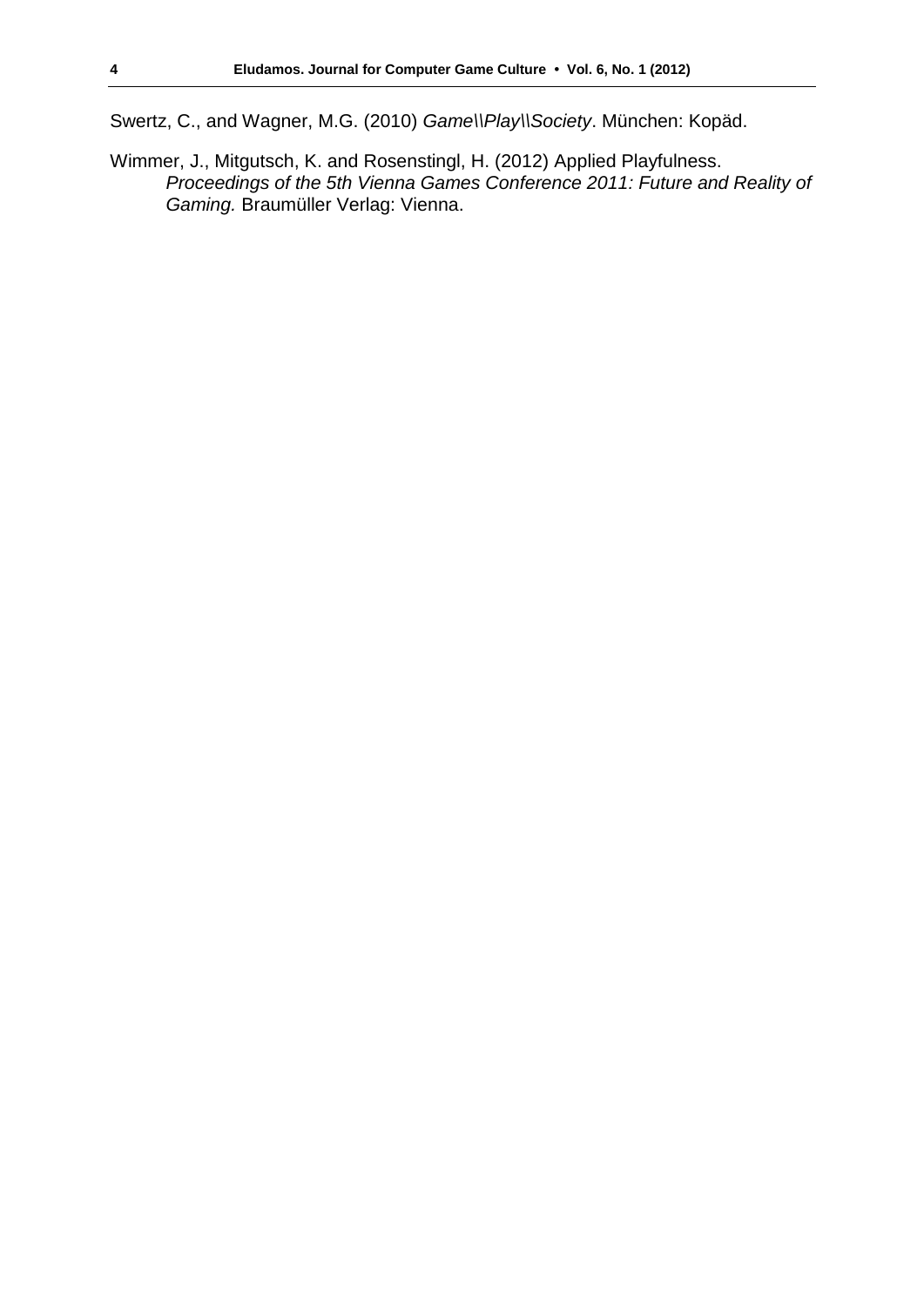Swertz, C., and Wagner, M.G. (2010) *Game\\Play\\Society*. München: Kopäd.

Wimmer, J., Mitgutsch, K. and Rosenstingl, H. (2012) Applied Playfulness. *Proceedings of the 5th Vienna Games Conference 2011: Future and Reality of Gaming.* Braumüller Verlag: Vienna.